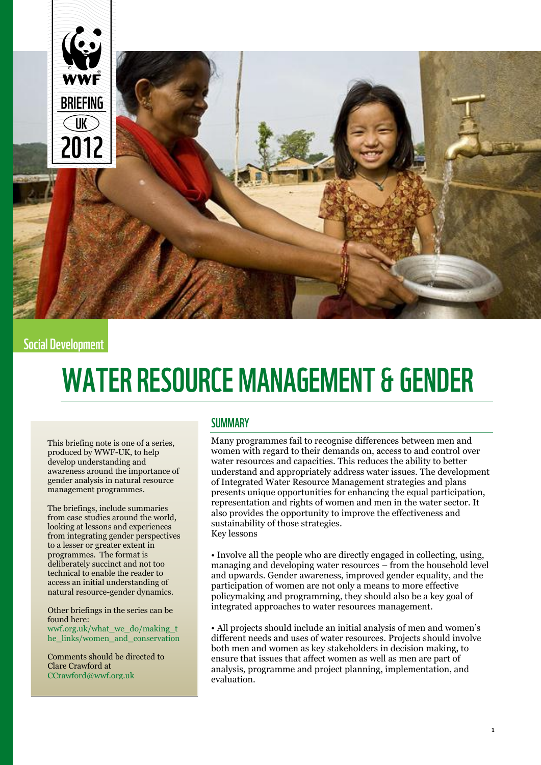WWF BRIEFING UK 2012

Social Development

# WATER RESOURCE MANAGEMENT & GENDER

This briefing note is one of a series, produced by WWF-UK, to help develop understanding and awareness around the importance of gender analysis in natural resource management programmes.

The briefings, include summaries from case studies around the world, looking at lessons and experiences from integrating gender perspectives to a lesser or greater extent in programmes. The format is deliberately succinct and not too technical to enable the reader to access an initial understanding of natural resource-gender dynamics.

Other briefings in the series can be found here: wwf.org.uk/what_we_do/making_the_links/women_and_conservation

Comments should be directed to Clare Crawford at CCrawford@wwf.org.uk

## SUMMARY

Many programmes fail to recognise differences between men and women with regard to their demands on, access to and control over water resources and capacities. This reduces the ability to better understand and appropriately address water issues. The development of Integrated Water Resource Management strategies and plans presents unique opportunities for enhancing the equal participation, representation and rights of women and men in the water sector. It also provides the opportunity to improve the effectiveness and sustainability of those strategies.
Key lessons

• Involve all the people who are directly engaged in collecting, using, managing and developing water resources – from the household level and upwards. Gender awareness, improved gender equality, and the participation of women are not only a means to more effective policymaking and programming, they should also be a key goal of integrated approaches to water resources management.

• All projects should include an initial analysis of men and women's different needs and uses of water resources. Projects should involve both men and women as key stakeholders in decision making, to ensure that issues that affect women as well as men are part of analysis, programme and project planning, implementation, and evaluation.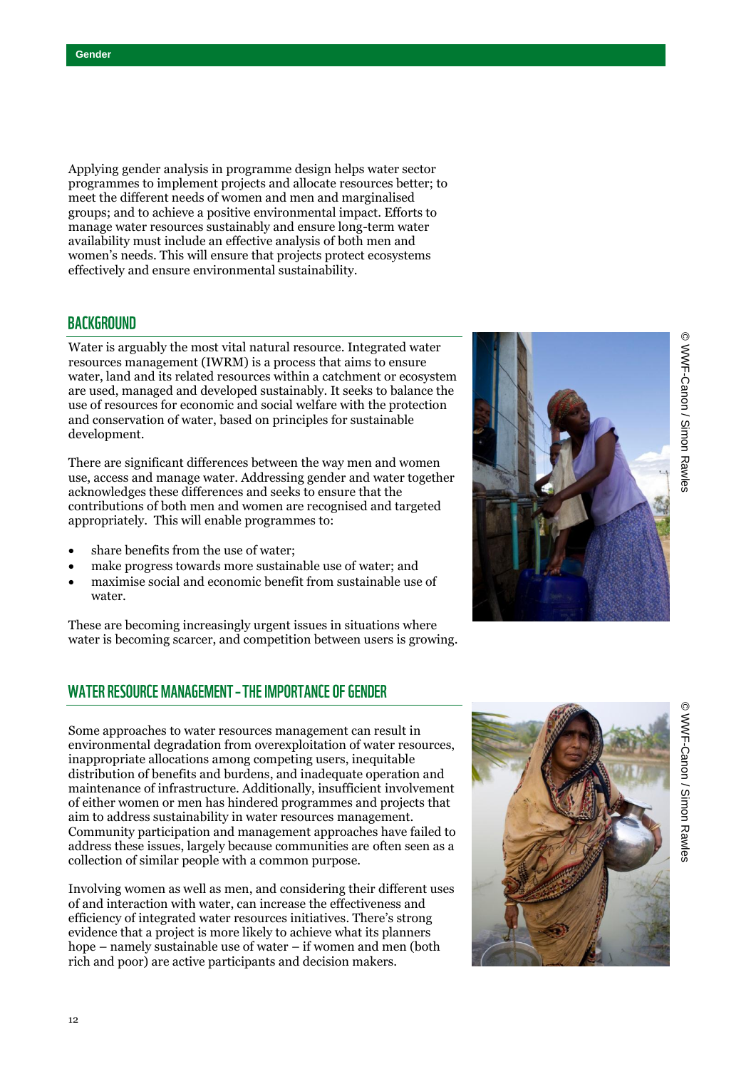Applying gender analysis in programme design helps water sector programmes to implement projects and allocate resources better; to meet the different needs of women and men and marginalised groups; and to achieve a positive environmental impact. Efforts to manage water resources sustainably and ensure long-term water availability must include an effective analysis of both men and women's needs. This will ensure that projects protect ecosystems effectively and ensure environmental sustainability.

## BACKGROUND

Water is arguably the most vital natural resource. Integrated water resources management (IWRM) is a process that aims to ensure water, land and its related resources within a catchment or ecosystem are used, managed and developed sustainably. It seeks to balance the use of resources for economic and social welfare with the protection and conservation of water, based on principles for sustainable development.

There are significant differences between the way men and women use, access and manage water. Addressing gender and water together acknowledges these differences and seeks to ensure that the contributions of both men and women are recognised and targeted appropriately. This will enable programmes to:

- share benefits from the use of water;
- make progress towards more sustainable use of water; and
- maximise social and economic benefit from sustainable use of water.

These are becoming increasingly urgent issues in situations where water is becoming scarcer, and competition between users is growing.

© WWF-Canon / Simon Rawles

## WATER RESOURCE MANAGEMENT – THE IMPORTANCE OF GENDER

Some approaches to water resources management can result in environmental degradation from overexploitation of water resources, inappropriate allocations among competing users, inequitable distribution of benefits and burdens, and inadequate operation and maintenance of infrastructure. Additionally, insufficient involvement of either women or men has hindered programmes and projects that aim to address sustainability in water resources management. Community participation and management approaches have failed to address these issues, largely because communities are often seen as a collection of similar people with a common purpose.

Involving women as well as men, and considering their different uses of and interaction with water, can increase the effectiveness and efficiency of integrated water resources initiatives. There's strong evidence that a project is more likely to achieve what its planners hope – namely sustainable use of water – if women and men (both rich and poor) are active participants and decision makers.

© WWF-Canon / Simon Rawles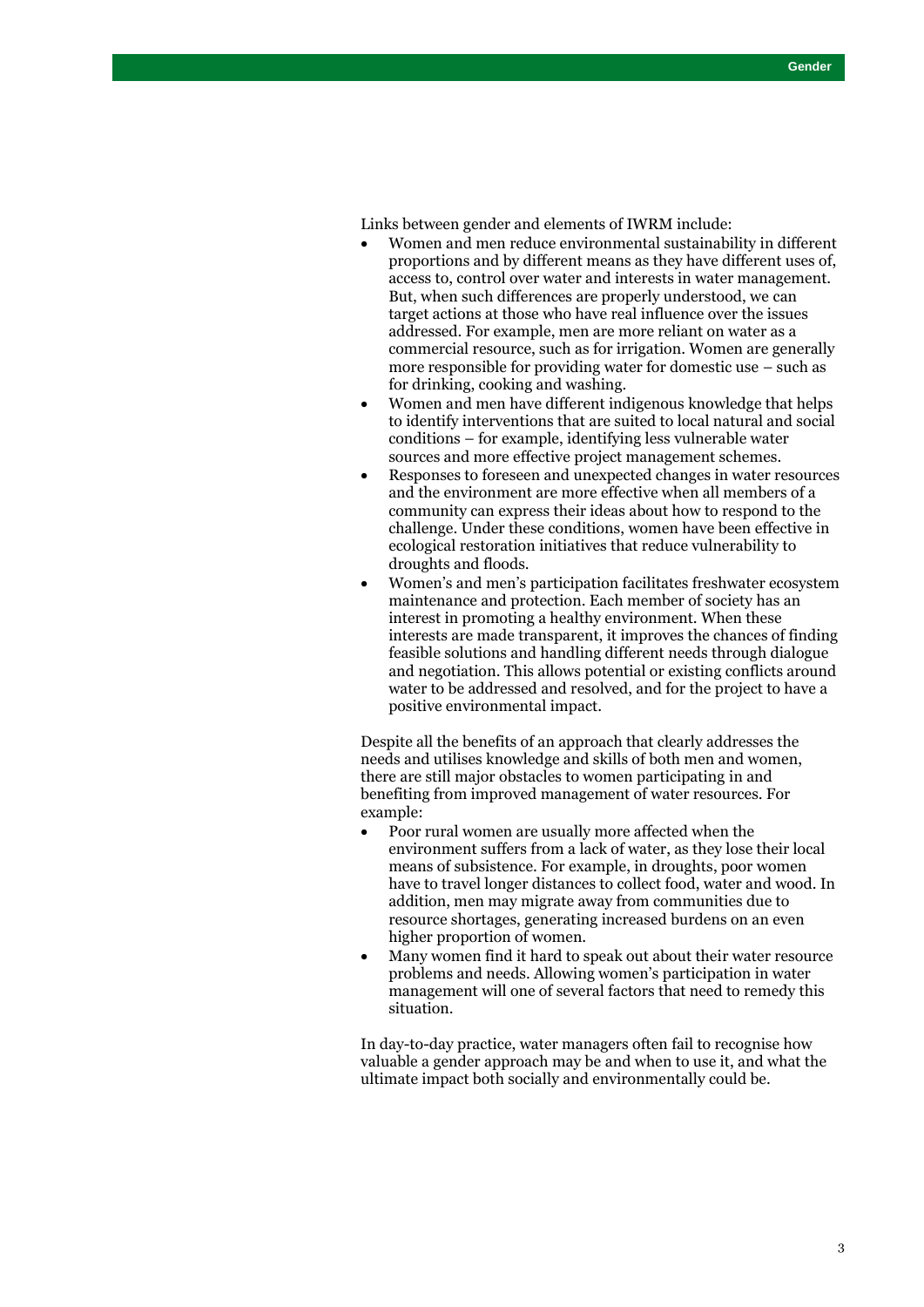Links between gender and elements of IWRM include:

- Women and men reduce environmental sustainability in different proportions and by different means as they have different uses of, access to, control over water and interests in water management. But, when such differences are properly understood, we can target actions at those who have real influence over the issues addressed. For example, men are more reliant on water as a commercial resource, such as for irrigation. Women are generally more responsible for providing water for domestic use – such as for drinking, cooking and washing.
- Women and men have different indigenous knowledge that helps to identify interventions that are suited to local natural and social conditions – for example, identifying less vulnerable water sources and more effective project management schemes.
- Responses to foreseen and unexpected changes in water resources and the environment are more effective when all members of a community can express their ideas about how to respond to the challenge. Under these conditions, women have been effective in ecological restoration initiatives that reduce vulnerability to droughts and floods.
- Women's and men's participation facilitates freshwater ecosystem maintenance and protection. Each member of society has an interest in promoting a healthy environment. When these interests are made transparent, it improves the chances of finding feasible solutions and handling different needs through dialogue and negotiation. This allows potential or existing conflicts around water to be addressed and resolved, and for the project to have a positive environmental impact.

Despite all the benefits of an approach that clearly addresses the needs and utilises knowledge and skills of both men and women, there are still major obstacles to women participating in and benefiting from improved management of water resources. For example:

- Poor rural women are usually more affected when the environment suffers from a lack of water, as they lose their local means of subsistence. For example, in droughts, poor women have to travel longer distances to collect food, water and wood. In addition, men may migrate away from communities due to resource shortages, generating increased burdens on an even higher proportion of women.
- Many women find it hard to speak out about their water resource problems and needs. Allowing women's participation in water management will one of several factors that need to remedy this situation.

In day-to-day practice, water managers often fail to recognise how valuable a gender approach may be and when to use it, and what the ultimate impact both socially and environmentally could be.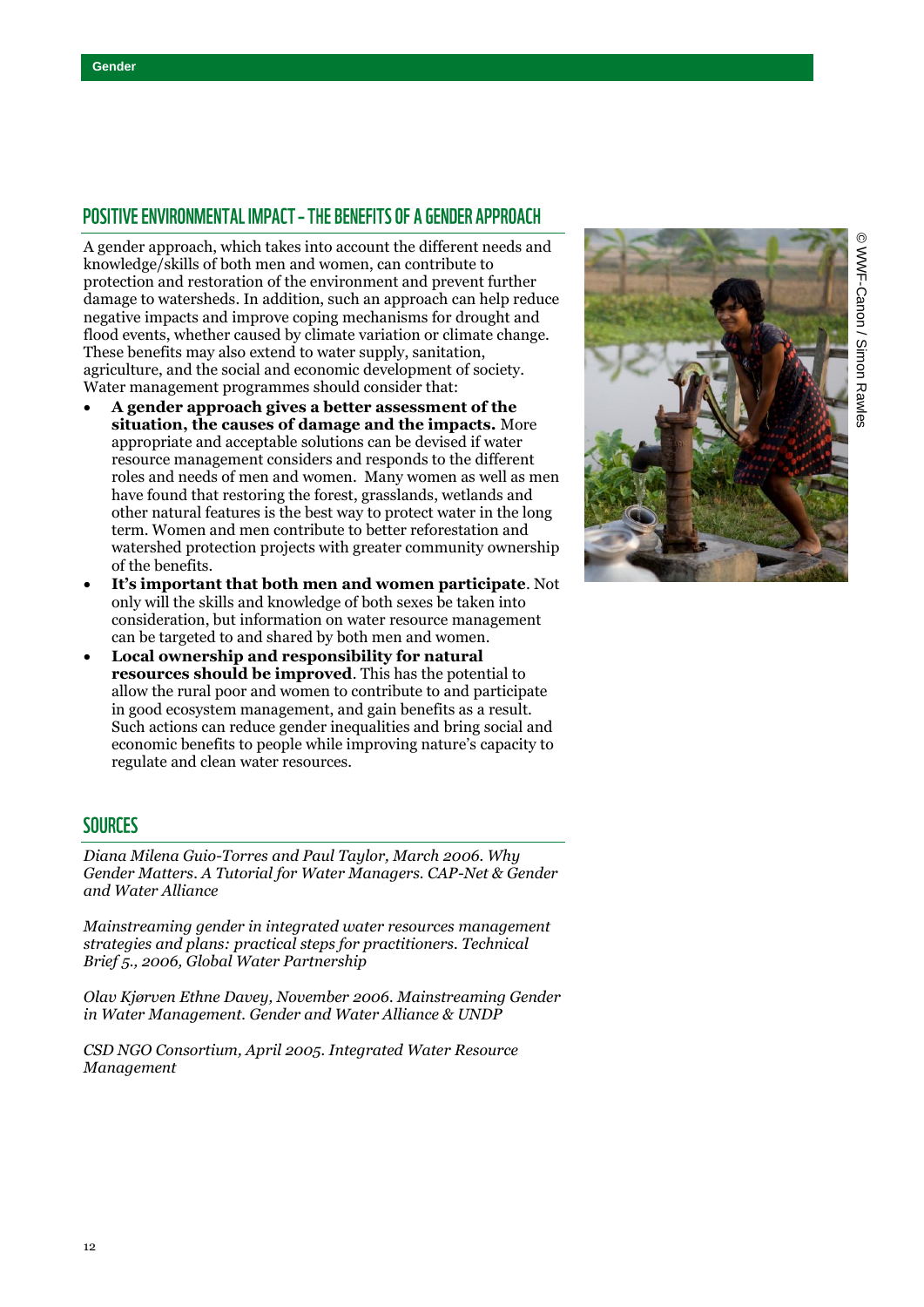## POSITIVE ENVIRONMENTAL IMPACT – THE BENEFITS OF A GENDER APPROACH

A gender approach, which takes into account the different needs and knowledge/skills of both men and women, can contribute to protection and restoration of the environment and prevent further damage to watersheds. In addition, such an approach can help reduce negative impacts and improve coping mechanisms for drought and flood events, whether caused by climate variation or climate change. These benefits may also extend to water supply, sanitation, agriculture, and the social and economic development of society. Water management programmes should consider that:

- **A gender approach gives a better assessment of the situation, the causes of damage and the impacts.** More appropriate and acceptable solutions can be devised if water resource management considers and responds to the different roles and needs of men and women. Many women as well as men have found that restoring the forest, grasslands, wetlands and other natural features is the best way to protect water in the long term. Women and men contribute to better reforestation and watershed protection projects with greater community ownership of the benefits.
- **It's important that both men and women participate**. Not only will the skills and knowledge of both sexes be taken into consideration, but information on water resource management can be targeted to and shared by both men and women.
- **Local ownership and responsibility for natural resources should be improved**. This has the potential to allow the rural poor and women to contribute to and participate in good ecosystem management, and gain benefits as a result. Such actions can reduce gender inequalities and bring social and economic benefits to people while improving nature's capacity to regulate and clean water resources.

© WWF-Canon / Simon Rawles

## SOURCES

*Diana Milena Guio-Torres and Paul Taylor, March 2006. Why Gender Matters. A Tutorial for Water Managers. CAP-Net & Gender and Water Alliance*

*Mainstreaming gender in integrated water resources management strategies and plans: practical steps for practitioners. Technical Brief 5., 2006, Global Water Partnership*

*Olav Kjørven Ethne Davey, November 2006. Mainstreaming Gender in Water Management. Gender and Water Alliance & UNDP*

*CSD NGO Consortium, April 2005. Integrated Water Resource Management*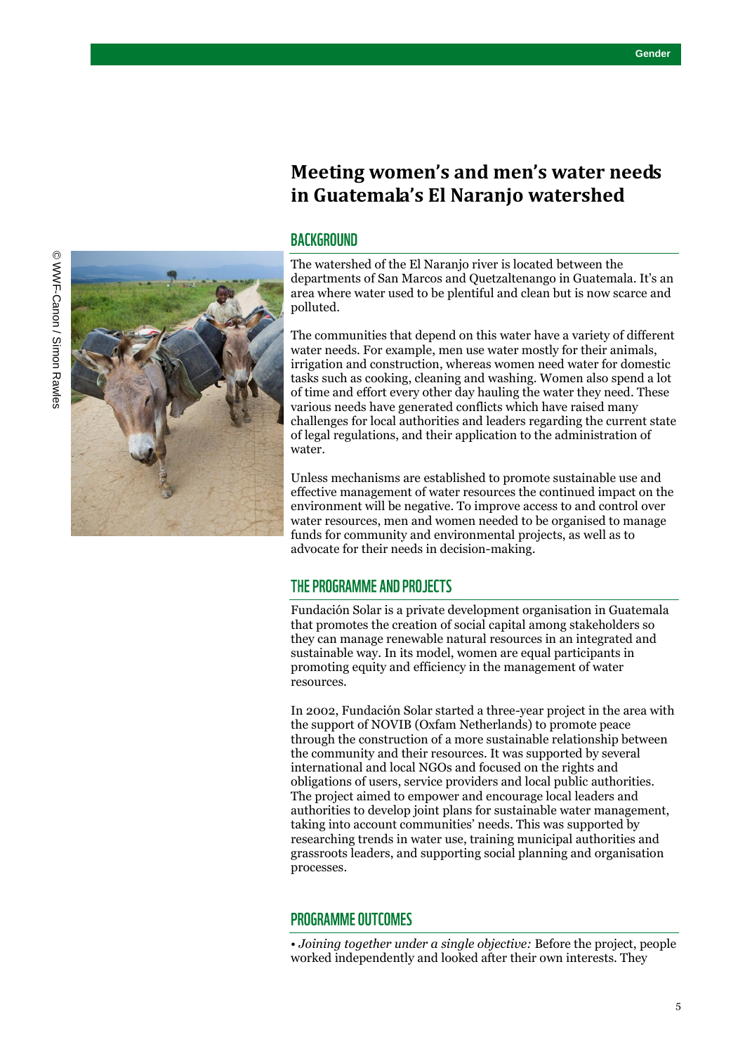# Meeting women's and men's water needs in Guatemala's El Naranjo watershed

© WWF-Canon / Simon Rawles

## BACKGROUND

The watershed of the El Naranjo river is located between the departments of San Marcos and Quetzaltenango in Guatemala. It's an area where water used to be plentiful and clean but is now scarce and polluted.

The communities that depend on this water have a variety of different water needs. For example, men use water mostly for their animals, irrigation and construction, whereas women need water for domestic tasks such as cooking, cleaning and washing. Women also spend a lot of time and effort every other day hauling the water they need. These various needs have generated conflicts which have raised many challenges for local authorities and leaders regarding the current state of legal regulations, and their application to the administration of water.

Unless mechanisms are established to promote sustainable use and effective management of water resources the continued impact on the environment will be negative. To improve access to and control over water resources, men and women needed to be organised to manage funds for community and environmental projects, as well as to advocate for their needs in decision-making.

## THE PROGRAMME AND PROJECTS

Fundación Solar is a private development organisation in Guatemala that promotes the creation of social capital among stakeholders so they can manage renewable natural resources in an integrated and sustainable way. In its model, women are equal participants in promoting equity and efficiency in the management of water resources.

In 2002, Fundación Solar started a three-year project in the area with the support of NOVIB (Oxfam Netherlands) to promote peace through the construction of a more sustainable relationship between the community and their resources. It was supported by several international and local NGOs and focused on the rights and obligations of users, service providers and local public authorities. The project aimed to empower and encourage local leaders and authorities to develop joint plans for sustainable water management, taking into account communities' needs. This was supported by researching trends in water use, training municipal authorities and grassroots leaders, and supporting social planning and organisation processes.

## PROGRAMME OUTCOMES

• *Joining together under a single objective:* Before the project, people worked independently and looked after their own interests. They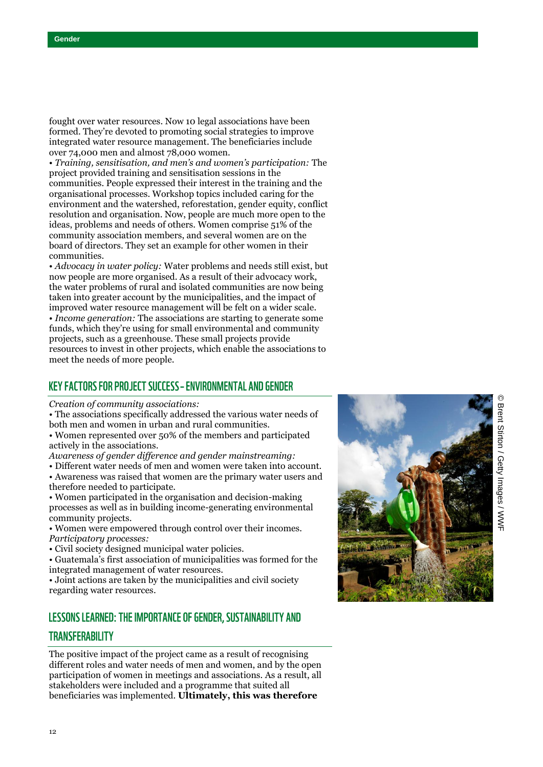fought over water resources. Now 10 legal associations have been formed. They're devoted to promoting social strategies to improve integrated water resource management. The beneficiaries include over 74,000 men and almost 78,000 women.

- *Training, sensitisation, and men's and women's participation:* The project provided training and sensitisation sessions in the communities. People expressed their interest in the training and the organisational processes. Workshop topics included caring for the environment and the watershed, reforestation, gender equity, conflict resolution and organisation. Now, people are much more open to the ideas, problems and needs of others. Women comprise 51% of the community association members, and several women are on the board of directors. They set an example for other women in their communities.
- *Advocacy in water policy:* Water problems and needs still exist, but now people are more organised. As a result of their advocacy work, the water problems of rural and isolated communities are now being taken into greater account by the municipalities, and the impact of improved water resource management will be felt on a wider scale.
- *Income generation:* The associations are starting to generate some funds, which they're using for small environmental and community projects, such as a greenhouse. These small projects provide resources to invest in other projects, which enable the associations to meet the needs of more people.

## KEY FACTORS FOR PROJECT SUCCESS – ENVIRONMENTAL AND GENDER

*Creation of community associations:*

- The associations specifically addressed the various water needs of both men and women in urban and rural communities.
- Women represented over 50% of the members and participated actively in the associations.

*Awareness of gender difference and gender mainstreaming:*

- Different water needs of men and women were taken into account.
- Awareness was raised that women are the primary water users and therefore needed to participate.
- Women participated in the organisation and decision-making processes as well as in building income-generating environmental community projects.
- Women were empowered through control over their incomes.

*Participatory processes:*

- Civil society designed municipal water policies.
- Guatemala's first association of municipalities was formed for the integrated management of water resources.
- Joint actions are taken by the municipalities and civil society regarding water resources.

© Brent Stirton / Getty Images / WWF

## LESSONS LEARNED: THE IMPORTANCE OF GENDER, SUSTAINABILITY AND TRANSFERABILITY

The positive impact of the project came as a result of recognising different roles and water needs of men and women, and by the open participation of women in meetings and associations. As a result, all stakeholders were included and a programme that suited all beneficiaries was implemented. **Ultimately, this was therefore**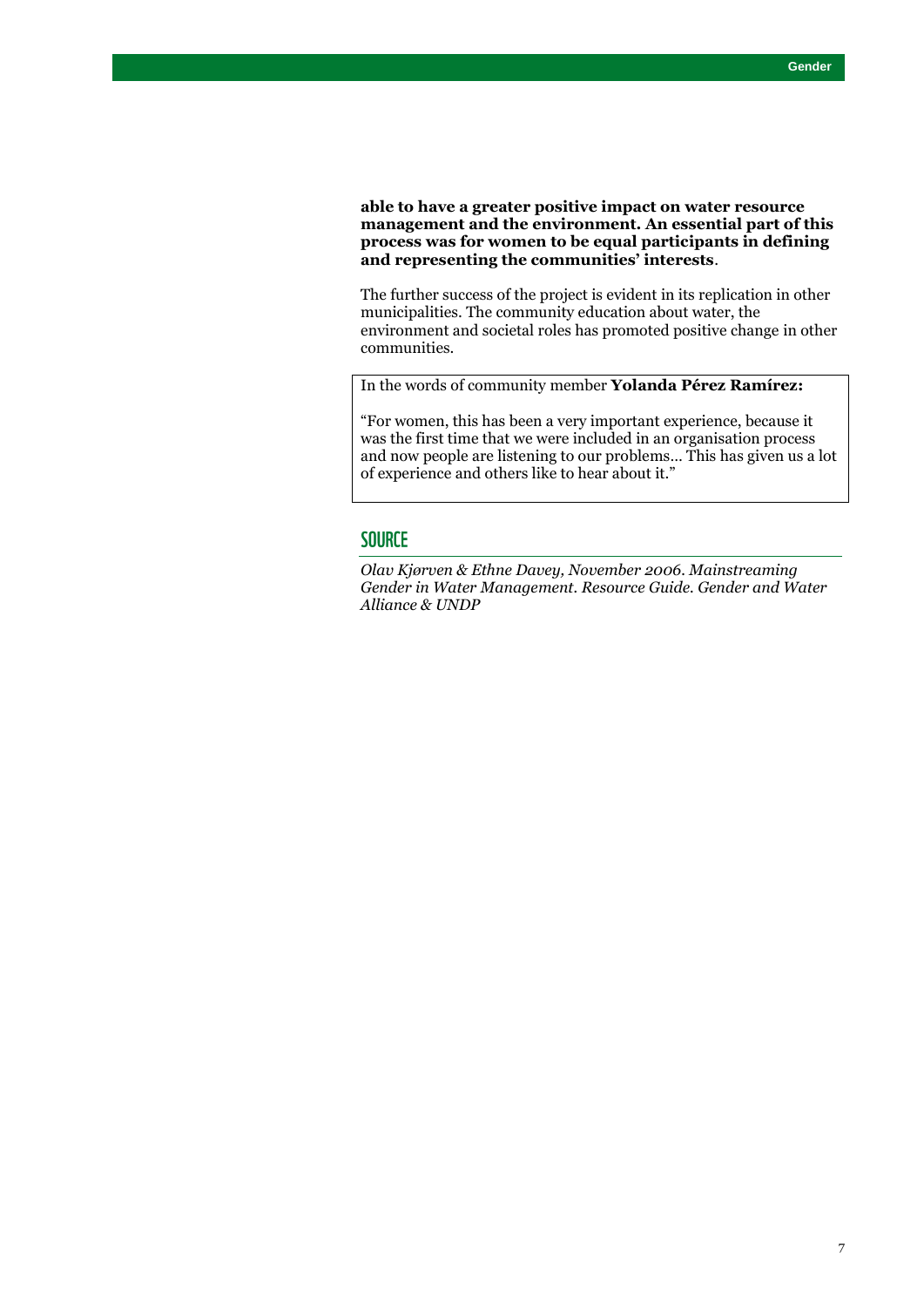**able to have a greater positive impact on water resource management and the environment. An essential part of this process was for women to be equal participants in defining and representing the communities' interests**.

The further success of the project is evident in its replication in other municipalities. The community education about water, the environment and societal roles has promoted positive change in other communities.

In the words of community member **Yolanda Pérez Ramírez:**

"For women, this has been a very important experience, because it was the first time that we were included in an organisation process and now people are listening to our problems… This has given us a lot of experience and others like to hear about it."

## SOURCE

*Olav Kjørven & Ethne Davey, November 2006. Mainstreaming Gender in Water Management. Resource Guide. Gender and Water Alliance & UNDP*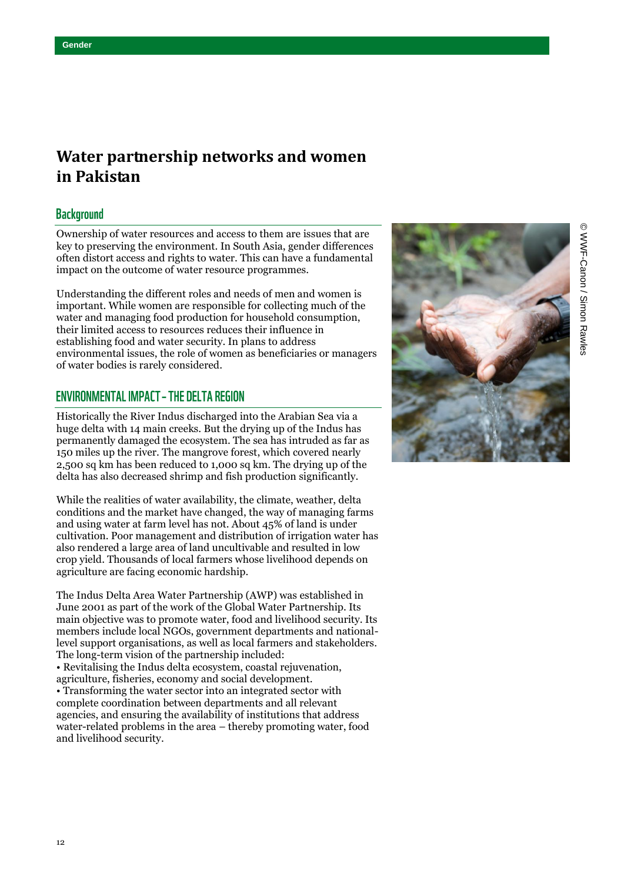# Water partnership networks and women in Pakistan

## Background

Ownership of water resources and access to them are issues that are key to preserving the environment. In South Asia, gender differences often distort access and rights to water. This can have a fundamental impact on the outcome of water resource programmes.

Understanding the different roles and needs of men and women is important. While women are responsible for collecting much of the water and managing food production for household consumption, their limited access to resources reduces their influence in establishing food and water security. In plans to address environmental issues, the role of women as beneficiaries or managers of water bodies is rarely considered.

## ENVIRONMENTAL IMPACT – THE DELTA REGION

Historically the River Indus discharged into the Arabian Sea via a huge delta with 14 main creeks. But the drying up of the Indus has permanently damaged the ecosystem. The sea has intruded as far as 150 miles up the river. The mangrove forest, which covered nearly 2,500 sq km has been reduced to 1,000 sq km. The drying up of the delta has also decreased shrimp and fish production significantly.

While the realities of water availability, the climate, weather, delta conditions and the market have changed, the way of managing farms and using water at farm level has not. About 45% of land is under cultivation. Poor management and distribution of irrigation water has also rendered a large area of land uncultivable and resulted in low crop yield. Thousands of local farmers whose livelihood depends on agriculture are facing economic hardship.

The Indus Delta Area Water Partnership (AWP) was established in June 2001 as part of the work of the Global Water Partnership. Its main objective was to promote water, food and livelihood security. Its members include local NGOs, government departments and national-level support organisations, as well as local farmers and stakeholders. The long-term vision of the partnership included:

- Revitalising the Indus delta ecosystem, coastal rejuvenation, agriculture, fisheries, economy and social development.
- Transforming the water sector into an integrated sector with complete coordination between departments and all relevant agencies, and ensuring the availability of institutions that address water-related problems in the area – thereby promoting water, food and livelihood security.

© WWF-Canon / Simon Rawles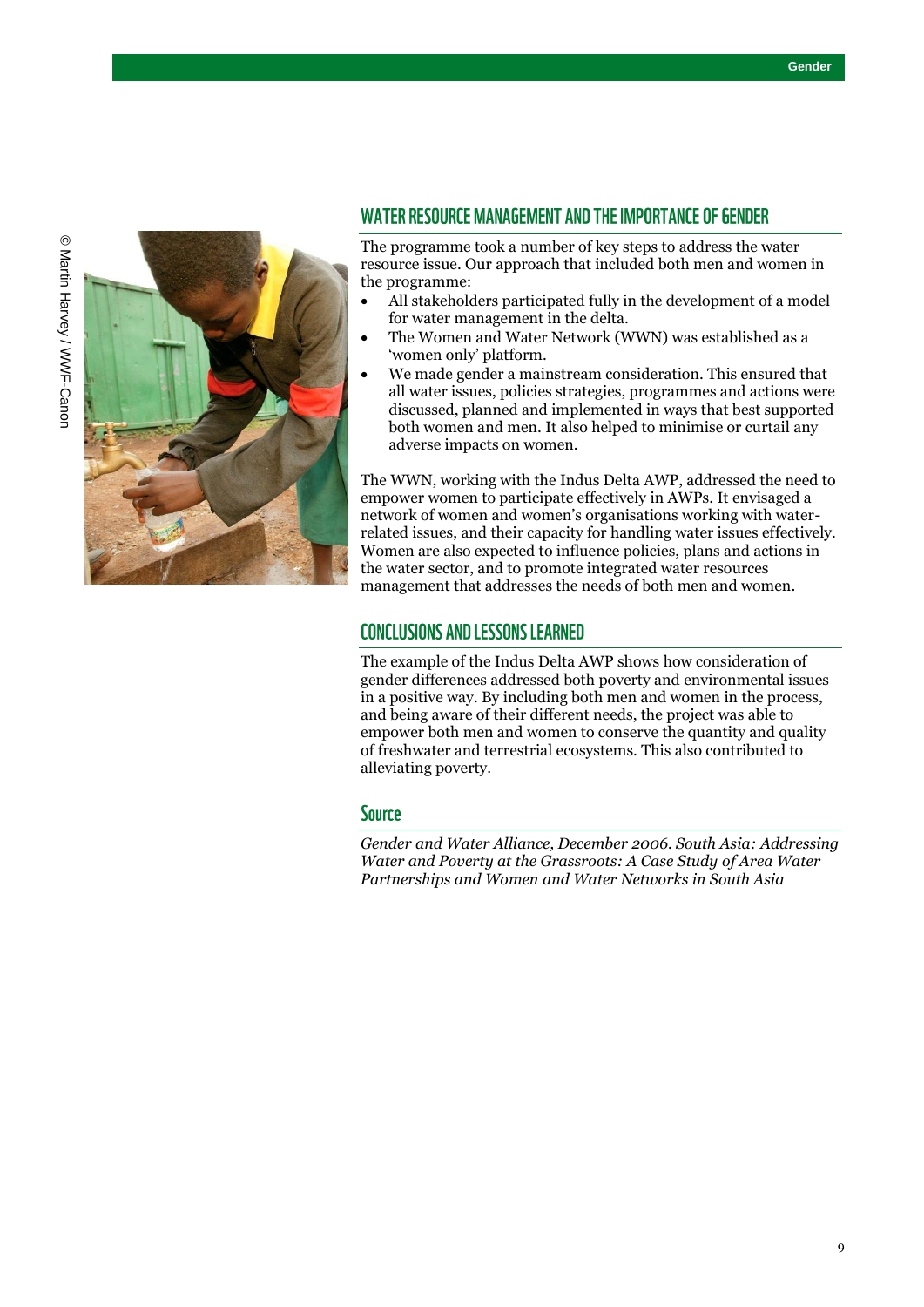## WATER RESOURCE MANAGEMENT AND THE IMPORTANCE OF GENDER

The programme took a number of key steps to address the water resource issue. Our approach that included both men and women in the programme:

- All stakeholders participated fully in the development of a model for water management in the delta.
- The Women and Water Network (WWN) was established as a 'women only' platform.
- We made gender a mainstream consideration. This ensured that all water issues, policies strategies, programmes and actions were discussed, planned and implemented in ways that best supported both women and men. It also helped to minimise or curtail any adverse impacts on women.

The WWN, working with the Indus Delta AWP, addressed the need to empower women to participate effectively in AWPs. It envisaged a network of women and women's organisations working with water-related issues, and their capacity for handling water issues effectively. Women are also expected to influence policies, plans and actions in the water sector, and to promote integrated water resources management that addresses the needs of both men and women.

## CONCLUSIONS AND LESSONS LEARNED

The example of the Indus Delta AWP shows how consideration of gender differences addressed both poverty and environmental issues in a positive way. By including both men and women in the process, and being aware of their different needs, the project was able to empower both men and women to conserve the quantity and quality of freshwater and terrestrial ecosystems. This also contributed to alleviating poverty.

## Source

*Gender and Water Alliance, December 2006. South Asia: Addressing Water and Poverty at the Grassroots: A Case Study of Area Water Partnerships and Women and Water Networks in South Asia*

© Martin Harvey / WWF-Canon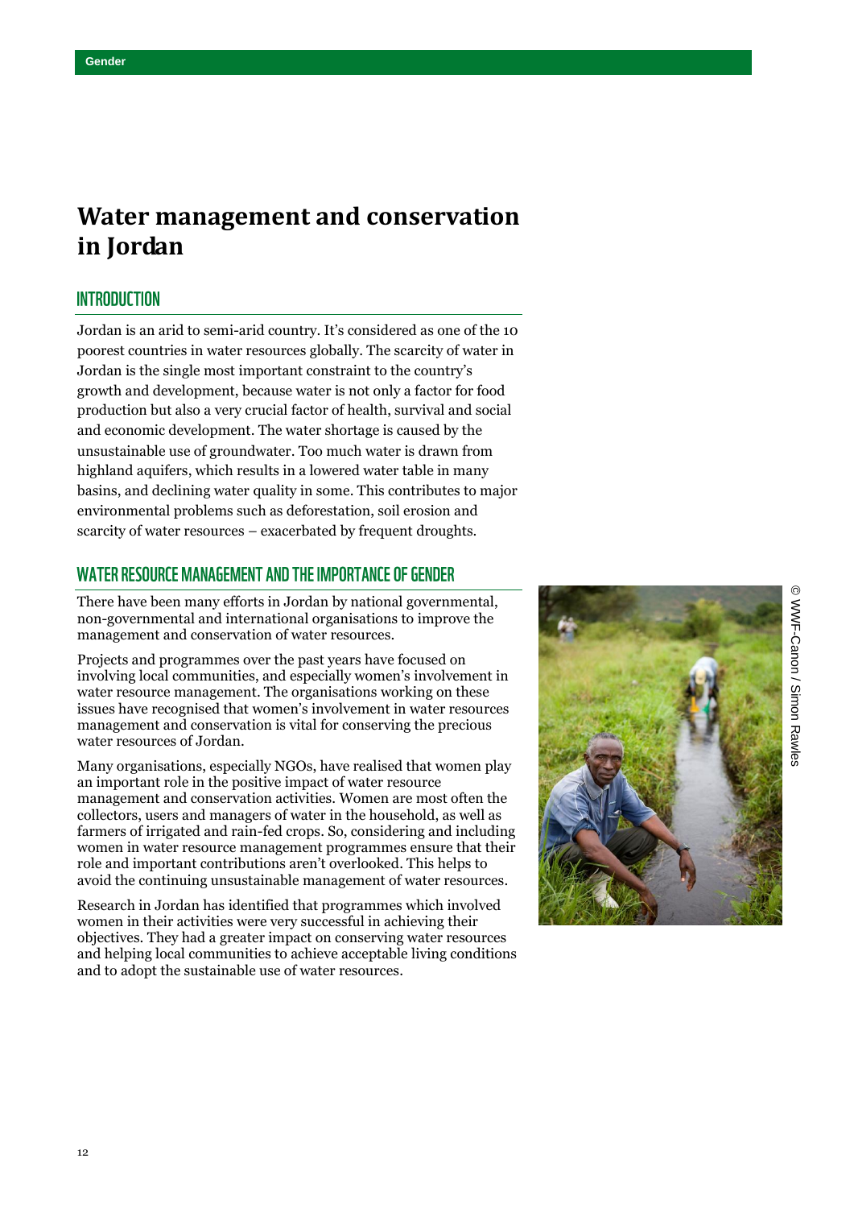# Water management and conservation in Jordan

## INTRODUCTION

Jordan is an arid to semi-arid country. It's considered as one of the 10 poorest countries in water resources globally. The scarcity of water in Jordan is the single most important constraint to the country's growth and development, because water is not only a factor for food production but also a very crucial factor of health, survival and social and economic development. The water shortage is caused by the unsustainable use of groundwater. Too much water is drawn from highland aquifers, which results in a lowered water table in many basins, and declining water quality in some. This contributes to major environmental problems such as deforestation, soil erosion and scarcity of water resources – exacerbated by frequent droughts.

## WATER RESOURCE MANAGEMENT AND THE IMPORTANCE OF GENDER

There have been many efforts in Jordan by national governmental, non-governmental and international organisations to improve the management and conservation of water resources.

Projects and programmes over the past years have focused on involving local communities, and especially women's involvement in water resource management. The organisations working on these issues have recognised that women's involvement in water resources management and conservation is vital for conserving the precious water resources of Jordan.

Many organisations, especially NGOs, have realised that women play an important role in the positive impact of water resource management and conservation activities. Women are most often the collectors, users and managers of water in the household, as well as farmers of irrigated and rain-fed crops. So, considering and including women in water resource management programmes ensure that their role and important contributions aren't overlooked. This helps to avoid the continuing unsustainable management of water resources.

Research in Jordan has identified that programmes which involved women in their activities were very successful in achieving their objectives. They had a greater impact on conserving water resources and helping local communities to achieve acceptable living conditions and to adopt the sustainable use of water resources.

© WWF-Canon / Simon Rawles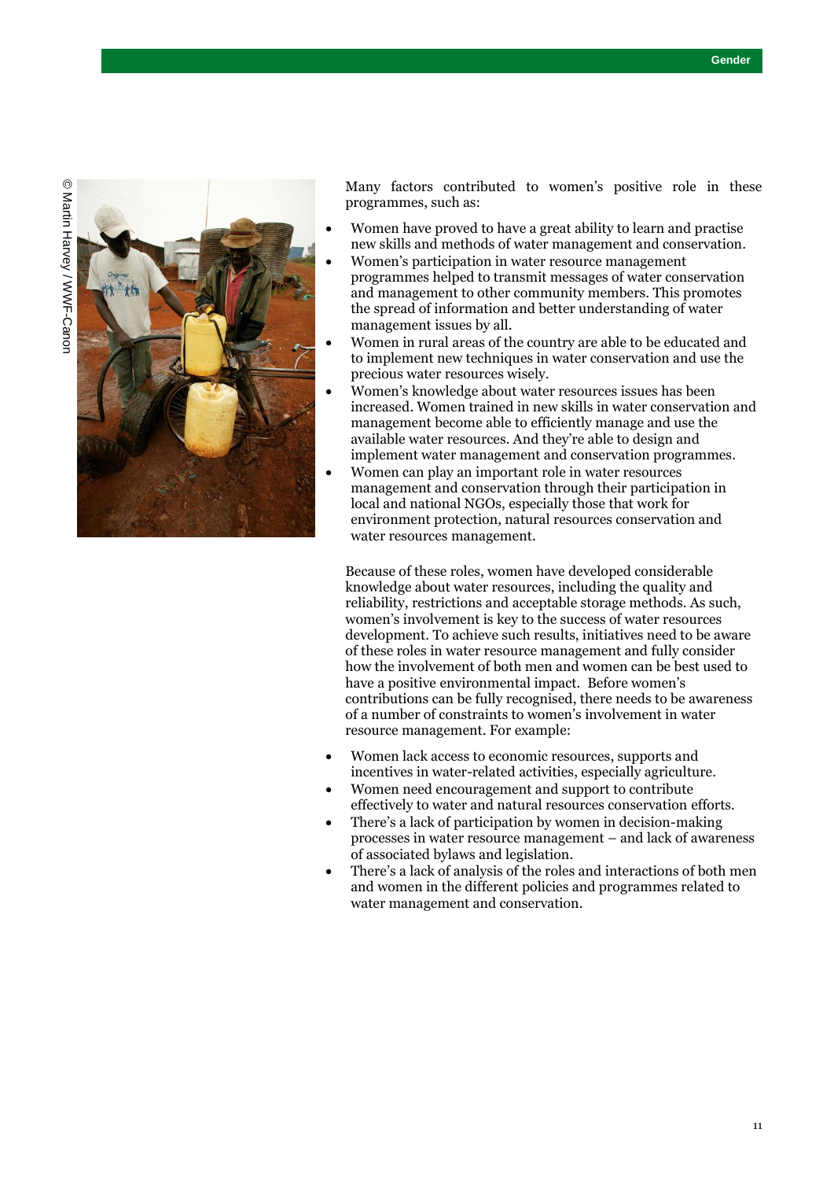Many factors contributed to women's positive role in these programmes, such as:

- Women have proved to have a great ability to learn and practise new skills and methods of water management and conservation.
- Women's participation in water resource management programmes helped to transmit messages of water conservation and management to other community members. This promotes the spread of information and better understanding of water management issues by all.
- Women in rural areas of the country are able to be educated and to implement new techniques in water conservation and use the precious water resources wisely.
- Women's knowledge about water resources issues has been increased. Women trained in new skills in water conservation and management become able to efficiently manage and use the available water resources. And they're able to design and implement water management and conservation programmes.
- Women can play an important role in water resources management and conservation through their participation in local and national NGOs, especially those that work for environment protection, natural resources conservation and water resources management.

Because of these roles, women have developed considerable knowledge about water resources, including the quality and reliability, restrictions and acceptable storage methods. As such, women's involvement is key to the success of water resources development. To achieve such results, initiatives need to be aware of these roles in water resource management and fully consider how the involvement of both men and women can be best used to have a positive environmental impact. Before women's contributions can be fully recognised, there needs to be awareness of a number of constraints to women's involvement in water resource management. For example:

- Women lack access to economic resources, supports and incentives in water-related activities, especially agriculture.
- Women need encouragement and support to contribute effectively to water and natural resources conservation efforts.
- There's a lack of participation by women in decision-making processes in water resource management – and lack of awareness of associated bylaws and legislation.
- There's a lack of analysis of the roles and interactions of both men and women in the different policies and programmes related to water management and conservation.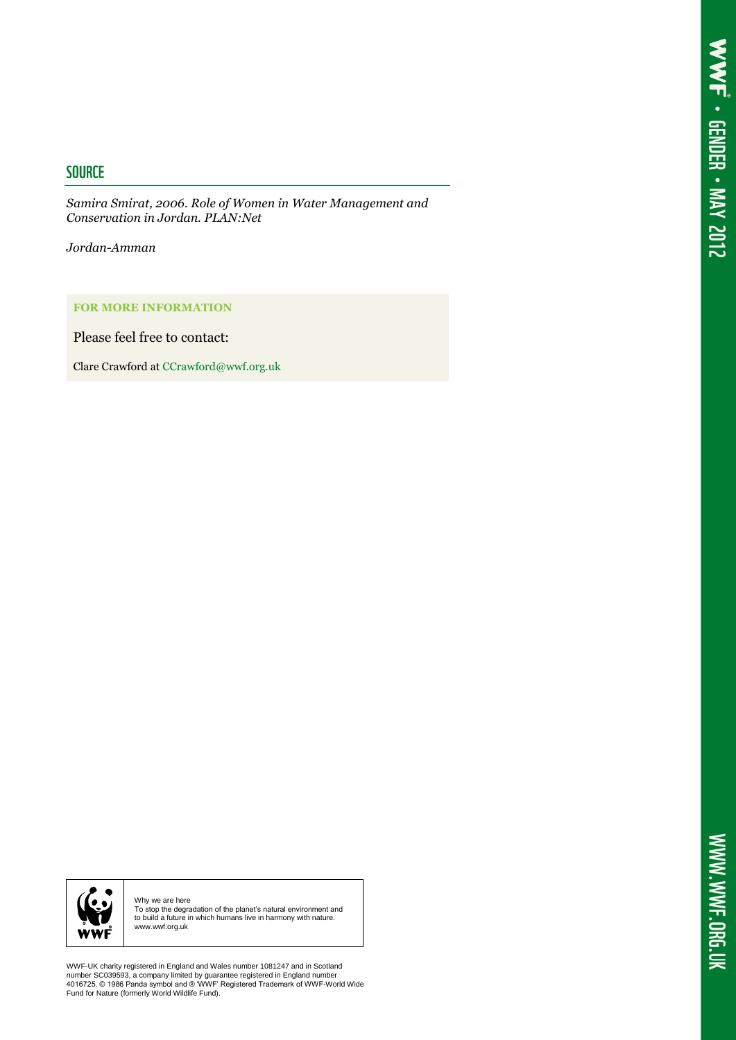## SOURCE

*Samira Smirat, 2006. Role of Women in Water Management and Conservation in Jordan. PLAN:Net*

*Jordan-Amman*

**FOR MORE INFORMATION**

Please feel free to contact:

Clare Crawford at CCrawford@wwf.org.uk

Why we are here
To stop the degradation of the planet's natural environment and to build a future in which humans live in harmony with nature.
www.wwf.org.uk

WWF-UK charity registered in England and Wales number 1081247 and in Scotland number SC039593, a company limited by guarantee registered in England number 4016725. © 1986 Panda symbol and ® 'WWF' Registered Trademark of WWF-World Wide Fund for Nature (formerly World Wildlife Fund).

WWF • GENDER • MAY 2012

WWW.WWF.ORG.UK